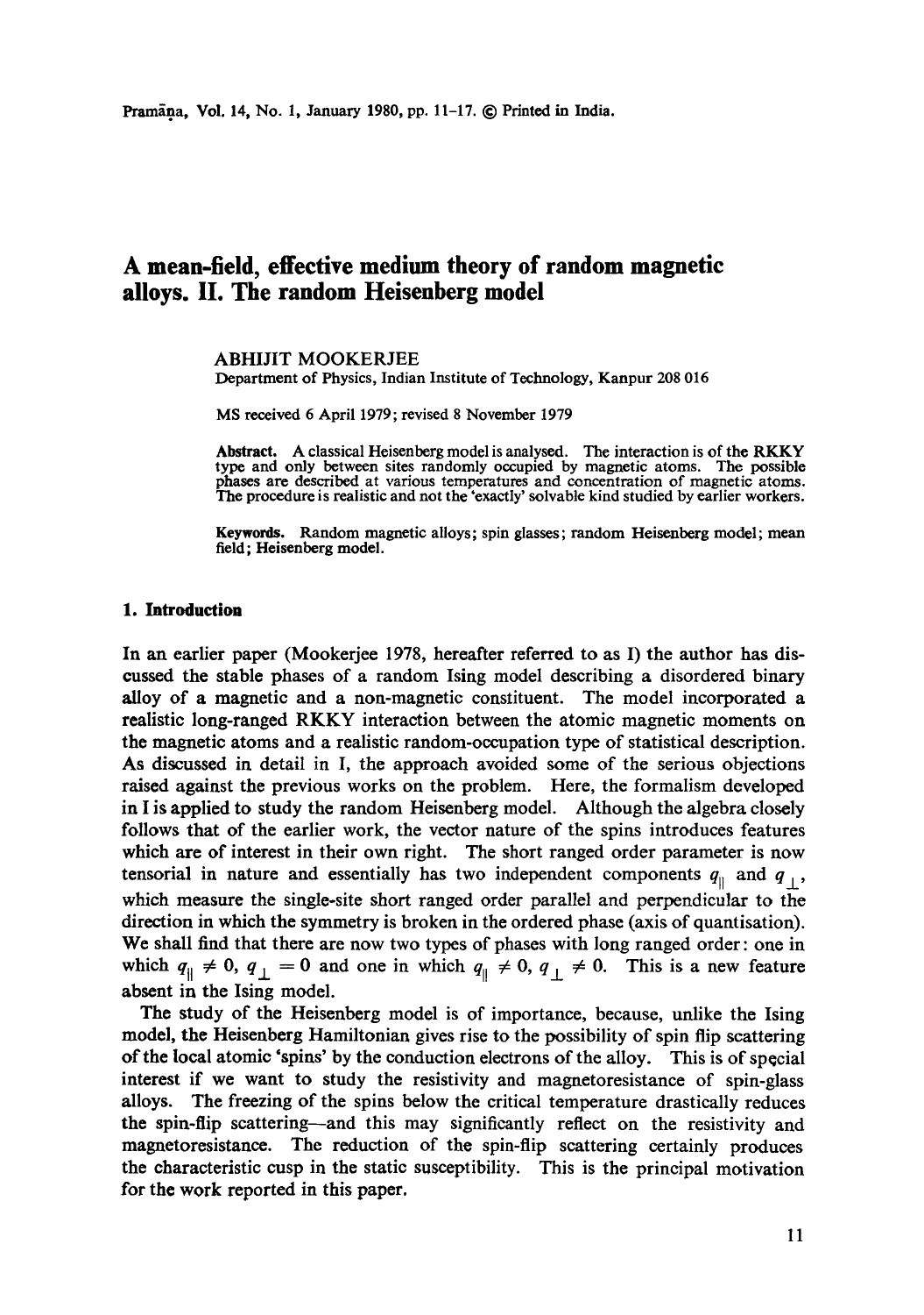# A mean-field, effective medium theory of random magnetic alloys. II. The random Heisenberg model

ABHIJIT MOOKERJEE
Department of Physics, Indian Institute of Technology, Kanpur 208 016

MS received 6 April 1979; revised 8 November 1979

**Abstract.** A classical Heisenberg model is analysed. The interaction is of the RKKY type and only between sites randomly occupied by magnetic atoms. The possible phases are described at various temperatures and concentration of magnetic atoms. The procedure is realistic and not the 'exactly' solvable kind studied by earlier workers.

**Keywords.** Random magnetic alloys; spin glasses; random Heisenberg model; mean field; Heisenberg model.

## 1. Introduction

In an earlier paper (Mookerjee 1978, hereafter referred to as I) the author has discussed the stable phases of a random Ising model describing a disordered binary alloy of a magnetic and a non-magnetic constituent. The model incorporated a realistic long-ranged RKKY interaction between the atomic magnetic moments on the magnetic atoms and a realistic random-occupation type of statistical description. As discussed in detail in I, the approach avoided some of the serious objections raised against the previous works on the problem. Here, the formalism developed in I is applied to study the random Heisenberg model. Although the algebra closely follows that of the earlier work, the vector nature of the spins introduces features which are of interest in their own right. The short ranged order parameter is now tensorial in nature and essentially has two independent components $q_{\parallel}$ and $q_{\perp}$, which measure the single-site short ranged order parallel and perpendicular to the direction in which the symmetry is broken in the ordered phase (axis of quantisation). We shall find that there are now two types of phases with long ranged order: one in which $q_{\parallel} \neq 0$, $q_{\perp} = 0$ and one in which $q_{\parallel} \neq 0$, $q_{\perp} \neq 0$. This is a new feature absent in the Ising model.

The study of the Heisenberg model is of importance, because, unlike the Ising model, the Heisenberg Hamiltonian gives rise to the possibility of spin flip scattering of the local atomic 'spins' by the conduction electrons of the alloy. This is of special interest if we want to study the resistivity and magnetoresistance of spin-glass alloys. The freezing of the spins below the critical temperature drastically reduces the spin-flip scattering—and this may significantly reflect on the resistivity and magnetoresistance. The reduction of the spin-flip scattering certainly produces the characteristic cusp in the static susceptibility. This is the principal motivation for the work reported in this paper.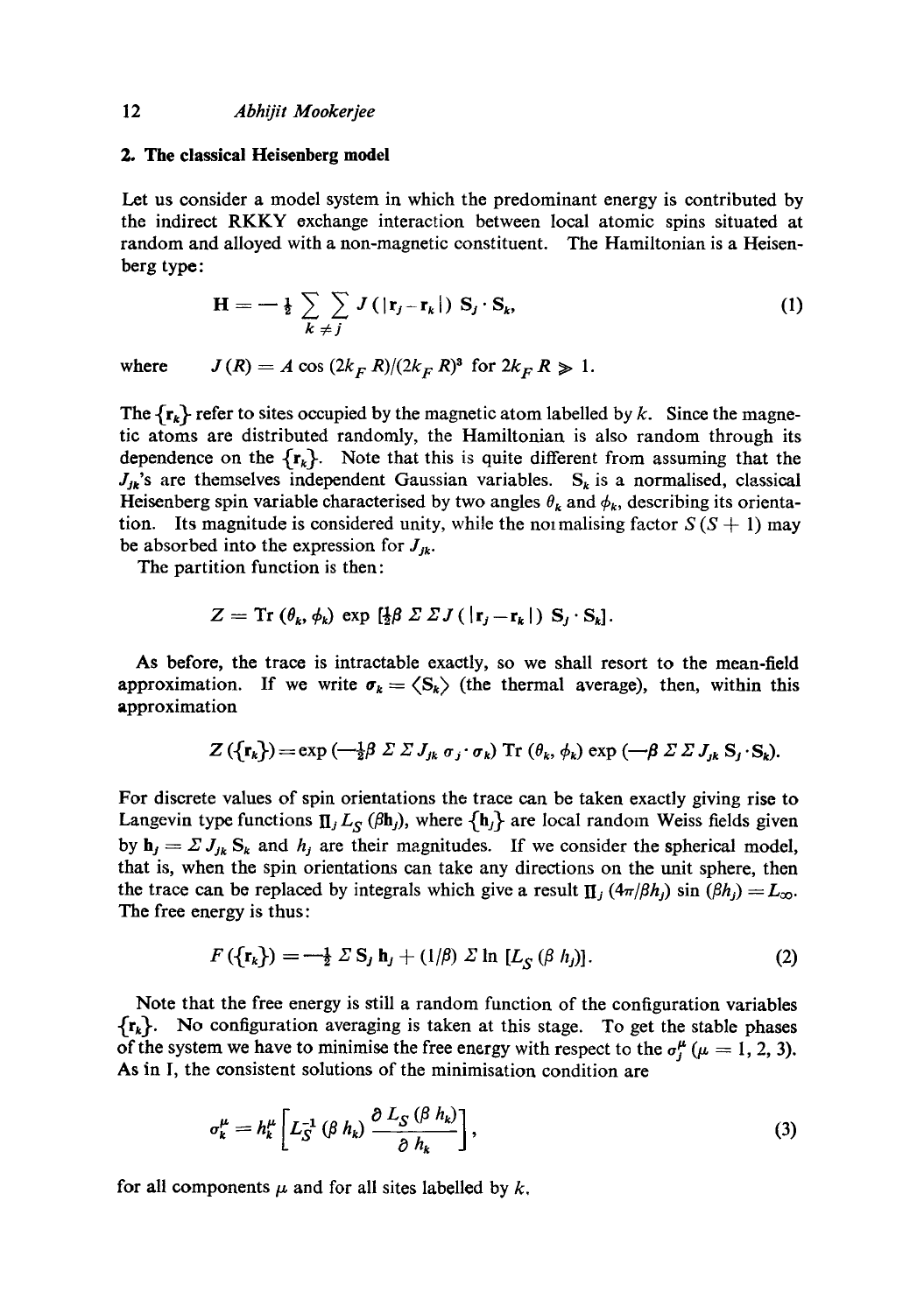## 2. The classical Heisenberg model

Let us consider a model system in which the predominant energy is contributed by the indirect RKKY exchange interaction between local atomic spins situated at random and alloyed with a non-magnetic constituent. The Hamiltonian is a Heisenberg type:

$$\mathbf{H} = -\tfrac{1}{2} \sum_{k \neq j} \sum J(|\mathbf{r}_j - \mathbf{r}_k|) \, \mathbf{S}_j \cdot \mathbf{S}_k, \tag{1}$$

where $\quad J(R) = A \cos(2k_F R)/(2k_F R)^3$ for $2k_F R \gg 1$.

The $\{\mathbf{r}_k\}$ refer to sites occupied by the magnetic atom labelled by $k$. Since the magnetic atoms are distributed randomly, the Hamiltonian is also random through its dependence on the $\{\mathbf{r}_k\}$. Note that this is quite different from assuming that the $J_{jk}$'s are themselves independent Gaussian variables. $\mathbf{S}_k$ is a normalised, classical Heisenberg spin variable characterised by two angles $\theta_k$ and $\phi_k$, describing its orientation. Its magnitude is considered unity, while the normalising factor $S(S+1)$ may be absorbed into the expression for $J_{jk}$.

The partition function is then:

$$Z = \mathrm{Tr}\,(\theta_k, \phi_k) \exp\left[\tfrac{1}{2}\beta \, \Sigma \, \Sigma \, J(|\mathbf{r}_j - \mathbf{r}_k|) \, \mathbf{S}_j \cdot \mathbf{S}_k\right].$$

As before, the trace is intractable exactly, so we shall resort to the mean-field approximation. If we write $\boldsymbol{\sigma}_k = \langle \mathbf{S}_k \rangle$ (the thermal average), then, within this approximation

$$Z(\{\mathbf{r}_k\}) = \exp\left(-\tfrac{1}{2}\beta \, \Sigma \, \Sigma \, J_{jk} \, \boldsymbol{\sigma}_j \cdot \boldsymbol{\sigma}_k\right) \mathrm{Tr}\,(\theta_k, \phi_k) \exp\left(-\beta \, \Sigma \, \Sigma \, J_{jk} \, \mathbf{S}_j \cdot \mathbf{S}_k\right).$$

For discrete values of spin orientations the trace can be taken exactly giving rise to Langevin type functions $\Pi_j L_S(\beta \mathbf{h}_j)$, where $\{\mathbf{h}_j\}$ are local random Weiss fields given by $\mathbf{h}_j = \Sigma J_{jk} \mathbf{S}_k$ and $h_j$ are their magnitudes. If we consider the spherical model, that is, when the spin orientations can take any directions on the unit sphere, then the trace can be replaced by integrals which give a result $\Pi_j (4\pi/\beta h_j) \sin(\beta h_j) = L_\infty$. The free energy is thus:

$$F(\{\mathbf{r}_k\}) = -\tfrac{1}{2} \, \Sigma \, \mathbf{S}_j \, \mathbf{h}_j + (1/\beta) \, \Sigma \ln\left[L_S(\beta h_j)\right]. \tag{2}$$

Note that the free energy is still a random function of the configuration variables $\{\mathbf{r}_k\}$. No configuration averaging is taken at this stage. To get the stable phases of the system we have to minimise the free energy with respect to the $\sigma_j^\mu$ ($\mu = 1, 2, 3$). As in I, the consistent solutions of the minimisation condition are

$$\sigma_k^\mu = h_k^\mu \left[L_S^{-1}(\beta h_k) \, \frac{\partial L_S(\beta h_k)}{\partial h_k}\right], \tag{3}$$

for all components $\mu$ and for all sites labelled by $k$.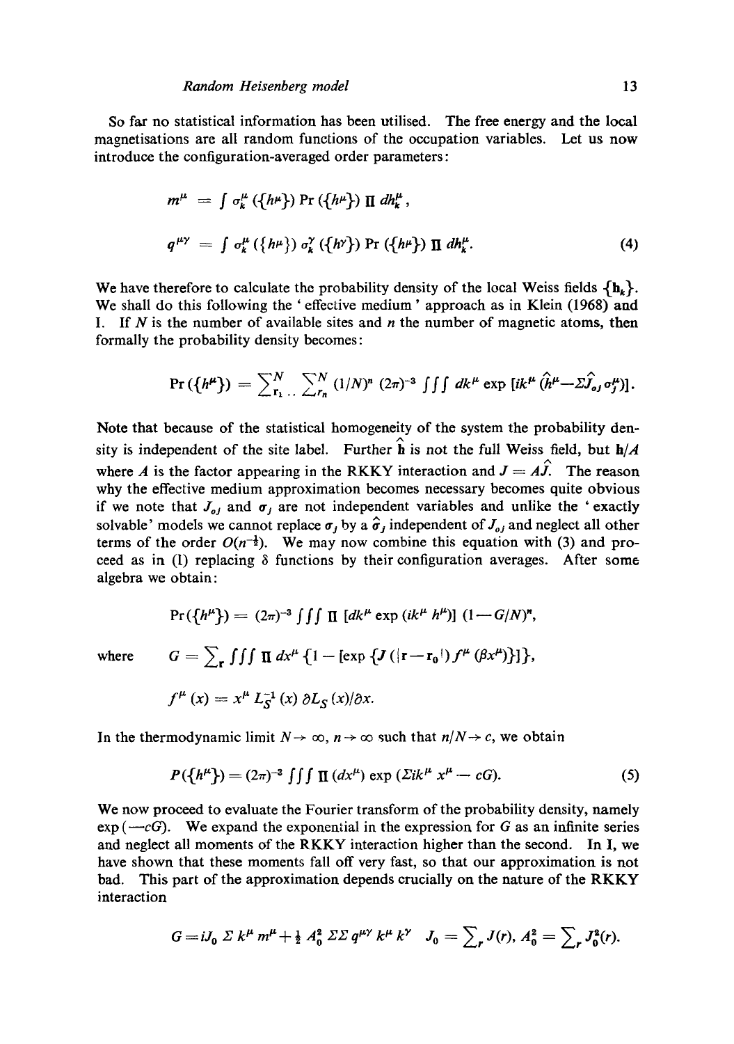So far no statistical information has been utilised. The free energy and the local magnetisations are all random functions of the occupation variables. Let us now introduce the configuration-averaged order parameters:

$$m^{\mu} = \int \sigma_k^{\mu} (\{h^{\mu}\}) \Pr(\{h^{\mu}\}) \Pi \, dh_k^{\mu},$$

$$q^{\mu\gamma} = \int \sigma_k^{\mu} (\{h^{\mu}\}) \, \sigma_k^{\gamma} (\{h^{\gamma}\}) \Pr(\{h^{\mu}\}) \Pi \, dh_k^{\mu}. \tag{4}$$

We have therefore to calculate the probability density of the local Weiss fields $\{\mathbf{h}_k\}$. We shall do this following the 'effective medium' approach as in Klein (1968) and I. If $N$ is the number of available sites and $n$ the number of magnetic atoms, then formally the probability density becomes:

$$\Pr(\{h^{\mu}\}) = \sum_{r_1}^{N} \ldots \sum_{r_n}^{N} (1/N)^n \, (2\pi)^{-3} \iiint dk^{\mu} \exp \, [ik^{\mu} \, (\hat{h}^{\mu} - \Sigma \hat{J}_{oj} \, \sigma_j^{\mu})].$$

Note that because of the statistical homogeneity of the system the probability density is independent of the site label. Further $\hat{\mathbf{h}}$ is not the full Weiss field, but $\mathbf{h}/A$ where $A$ is the factor appearing in the RKKY interaction and $J = A\hat{J}$. The reason why the effective medium approximation becomes necessary becomes quite obvious if we note that $J_{oj}$ and $\sigma_j$ are not independent variables and unlike the 'exactly solvable' models we cannot replace $\sigma_j$ by a $\hat{\sigma}_j$ independent of $J_{oj}$ and neglect all other terms of the order $O(n^{-\frac{1}{2}})$. We may now combine this equation with (3) and proceed as in (I) replacing $\delta$ functions by their configuration averages. After some algebra we obtain:

$$\Pr(\{h^{\mu}\}) = (2\pi)^{-3} \iiint \Pi \, [dk^{\mu} \exp \, (ik^{\mu} \, h^{\mu})] \, (1 - G/N)^n,$$

where $$G = \sum_{\mathbf{r}} \iiint \Pi \, dx^{\mu} \, \{1 - [\exp \, \{J \, (|\mathbf{r} - \mathbf{r}_0|) \, f^{\mu} \, (\beta x^{\mu})\}]\},$$

$$f^{\mu} \, (x) = x^{\mu} \, L_S^{-1} \, (x) \, \partial L_S \, (x) / \partial x.$$

In the thermodynamic limit $N \to \infty$, $n \to \infty$ such that $n/N \to c$, we obtain

$$P(\{h^{\mu}\}) = (2\pi)^{-3} \iiint \Pi \, (dx^{\mu}) \exp \, (\Sigma ik^{\mu} \, x^{\mu} - cG). \tag{5}$$

We now proceed to evaluate the Fourier transform of the probability density, namely $\exp(-cG)$. We expand the exponential in the expression for $G$ as an infinite series and neglect all moments of the RKKY interaction higher than the second. In I, we have shown that these moments fall off very fast, so that our approximation is not bad. This part of the approximation depends crucially on the nature of the RKKY interaction

$$G = iJ_0 \, \Sigma \, k^{\mu} \, m^{\mu} + \tfrac{1}{2} \, A_0^2 \, \Sigma\Sigma \, q^{\mu\gamma} \, k^{\mu} \, k^{\gamma} \quad J_0 = \sum_r J(r), \; A_0^2 = \sum_r J_0^2(r).$$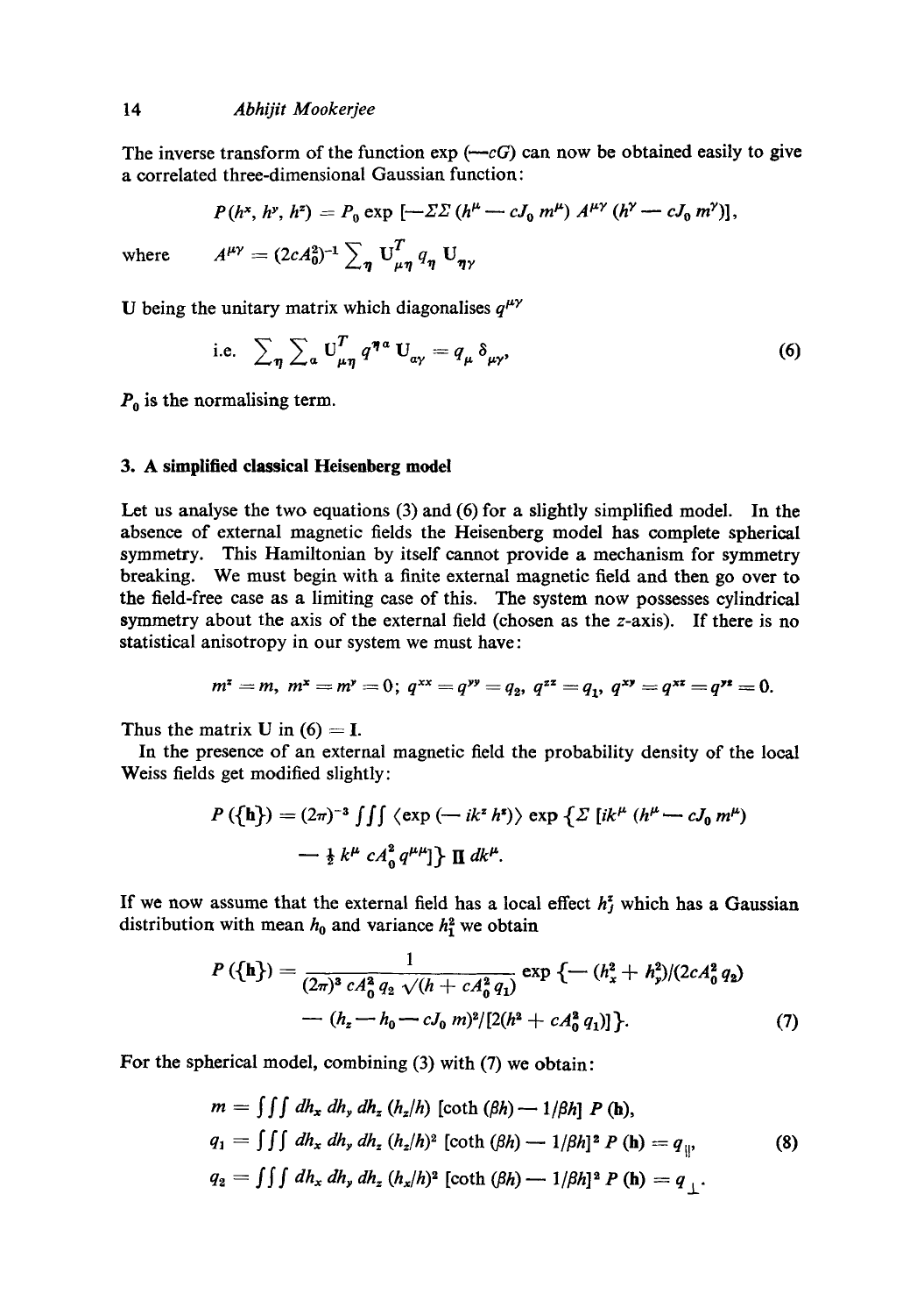The inverse transform of the function exp $(-cG)$ can now be obtained easily to give a correlated three-dimensional Gaussian function:

$$P(h^x, h^y, h^z) = P_0 \exp\left[-\Sigma\Sigma\,(h^\mu - cJ_0\, m^\mu)\, A^{\mu\gamma}\,(h^\gamma - cJ_0\, m^\gamma)\right],$$

where $$A^{\mu\gamma} = (2cA_0^2)^{-1} \sum_\eta \mathbf{U}^T_{\mu\eta}\, q_\eta\, \mathbf{U}_{\eta\gamma}$$

$\mathbf{U}$ being the unitary matrix which diagonalises $q^{\mu\gamma}$

$$\text{i.e.} \quad \sum_\eta \sum_a \mathbf{U}^T_{\mu\eta}\, q^{\eta a}\, \mathbf{U}_{a\gamma} = q_\mu\, \delta_{\mu\gamma}, \tag{6}$$

$P_0$ is the normalising term.

## 3. A simplified classical Heisenberg model

Let us analyse the two equations (3) and (6) for a slightly simplified model. In the absence of external magnetic fields the Heisenberg model has complete spherical symmetry. This Hamiltonian by itself cannot provide a mechanism for symmetry breaking. We must begin with a finite external magnetic field and then go over to the field-free case as a limiting case of this. The system now possesses cylindrical symmetry about the axis of the external field (chosen as the $z$-axis). If there is no statistical anisotropy in our system we must have:

$$m^z = m,\ m^x = m^y = 0;\ q^{xx} = q^{yy} = q_2,\ q^{zz} = q_1,\ q^{xy} = q^{xz} = q^{yz} = 0.$$

Thus the matrix $\mathbf{U}$ in (6) $= \mathbf{I}$.

In the presence of an external magnetic field the probability density of the local Weiss fields get modified slightly:

$$P(\{\mathbf{h}\}) = (2\pi)^{-3} \iiint \langle \exp(-ik^z h^z)\rangle \exp\left\{\Sigma\left[ik^\mu (h^\mu - cJ_0\, m^\mu) - \tfrac{1}{2} k^\mu\, cA_0^2\, q^{\mu\mu}\right]\right\} \Pi\, dk^\mu.$$

If we now assume that the external field has a local effect $h_j^z$ which has a Gaussian distribution with mean $h_0$ and variance $h_1^2$ we obtain

$$P(\{\mathbf{h}\}) = \frac{1}{(2\pi)^3\, cA_0^2\, q_2 \sqrt{(h + cA_0^2\, q_1)}} \exp\left\{-(h_x^2 + h_y^2)/(2cA_0^2\, q_2) - (h_z - h_0 - cJ_0\, m)^2/[2(h^2 + cA_0^2\, q_1)]\right\}. \tag{7}$$

For the spherical model, combining (3) with (7) we obtain:

$$\begin{aligned} m &= \iiint dh_x\, dh_y\, dh_z\, (h_z/h)\,[\coth(\beta h) - 1/\beta h]\, P(\mathbf{h}), \\ q_1 &= \iiint dh_x\, dh_y\, dh_z\, (h_z/h)^2\,[\coth(\beta h) - 1/\beta h]^2\, P(\mathbf{h}) = q_{\parallel}, \\ q_2 &= \iiint dh_x\, dh_y\, dh_z\, (h_x/h)^2\,[\coth(\beta h) - 1/\beta h]^2\, P(\mathbf{h}) = q_{\perp}. \end{aligned} \tag{8}$$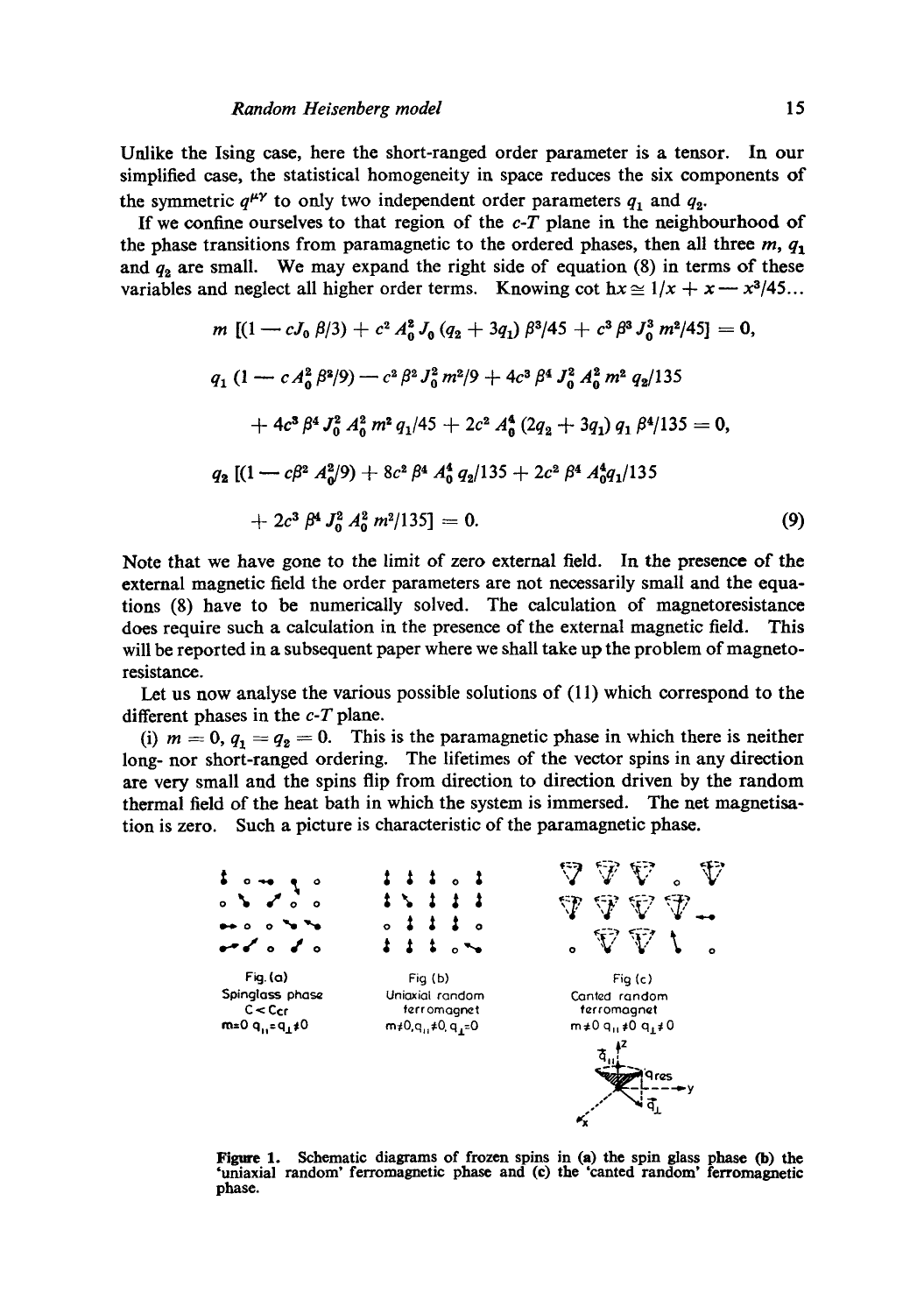Unlike the Ising case, here the short-ranged order parameter is a tensor. In our simplified case, the statistical homogeneity in space reduces the six components of the symmetric $q^{\mu\gamma}$ to only two independent order parameters $q_1$ and $q_2$.

If we confine ourselves to that region of the $c$-$T$ plane in the neighbourhood of the phase transitions from paramagnetic to the ordered phases, then all three $m$, $q_1$ and $q_2$ are small. We may expand the right side of equation (8) in terms of these variables and neglect all higher order terms. Knowing $\cot hx \cong 1/x + x - x^3/45 \ldots$

$$m\,[(1 - cJ_0\,\beta/3) + c^2 A_0^2 J_0 (q_2 + 3q_1)\,\beta^3/45 + c^3 \beta^3 J_0^3 m^2/45] = 0,$$

$$q_1\,(1 - c A_0^2 \beta^2/9) - c^2 \beta^2 J_0^2 m^2/9 + 4c^3 \beta^4 J_0^2 A_0^2 m^2 q_2/135$$
$$+ 4c^3 \beta^4 J_0^2 A_0^2 m^2 q_1/45 + 2c^2 A_0^4 (2q_2 + 3q_1)\, q_1 \beta^4/135 = 0,$$

$$q_2\,[(1 - c\beta^2 A_0^2/9) + 8c^2 \beta^4 A_0^4 q_2/135 + 2c^2 \beta^4 A_0^4 q_1/135$$
$$+ 2c^3 \beta^4 J_0^2 A_0^2 m^2/135] = 0. \tag{9}$$

Note that we have gone to the limit of zero external field. In the presence of the external magnetic field the order parameters are not necessarily small and the equations (8) have to be numerically solved. The calculation of magnetoresistance does require such a calculation in the presence of the external magnetic field. This will be reported in a subsequent paper where we shall take up the problem of magnetoresistance.

Let us now analyse the various possible solutions of (11) which correspond to the different phases in the $c$-$T$ plane.

(i) $m = 0$, $q_1 = q_2 = 0$. This is the paramagnetic phase in which there is neither long- nor short-ranged ordering. The lifetimes of the vector spins in any direction are very small and the spins flip from direction to direction driven by the random thermal field of the heat bath in which the system is immersed. The net magnetisation is zero. Such a picture is characteristic of the paramagnetic phase.

Fig. (a) Spinglass phase $C < C_{cr}$ $m=0$ $q_{\parallel}=q_{\perp}\neq 0$

Fig (b) Uniaxial random ferromagnet $m\neq 0, q_{\parallel}\neq 0, q_{\perp}=0$

Fig (c) Canted random ferromagnet $m\neq 0$ $q_{\parallel}\neq 0$ $q_{\perp}\neq 0$

**Figure 1.** Schematic diagrams of frozen spins in (a) the spin glass phase (b) the 'uniaxial random' ferromagnetic phase and (c) the 'canted random' ferromagnetic phase.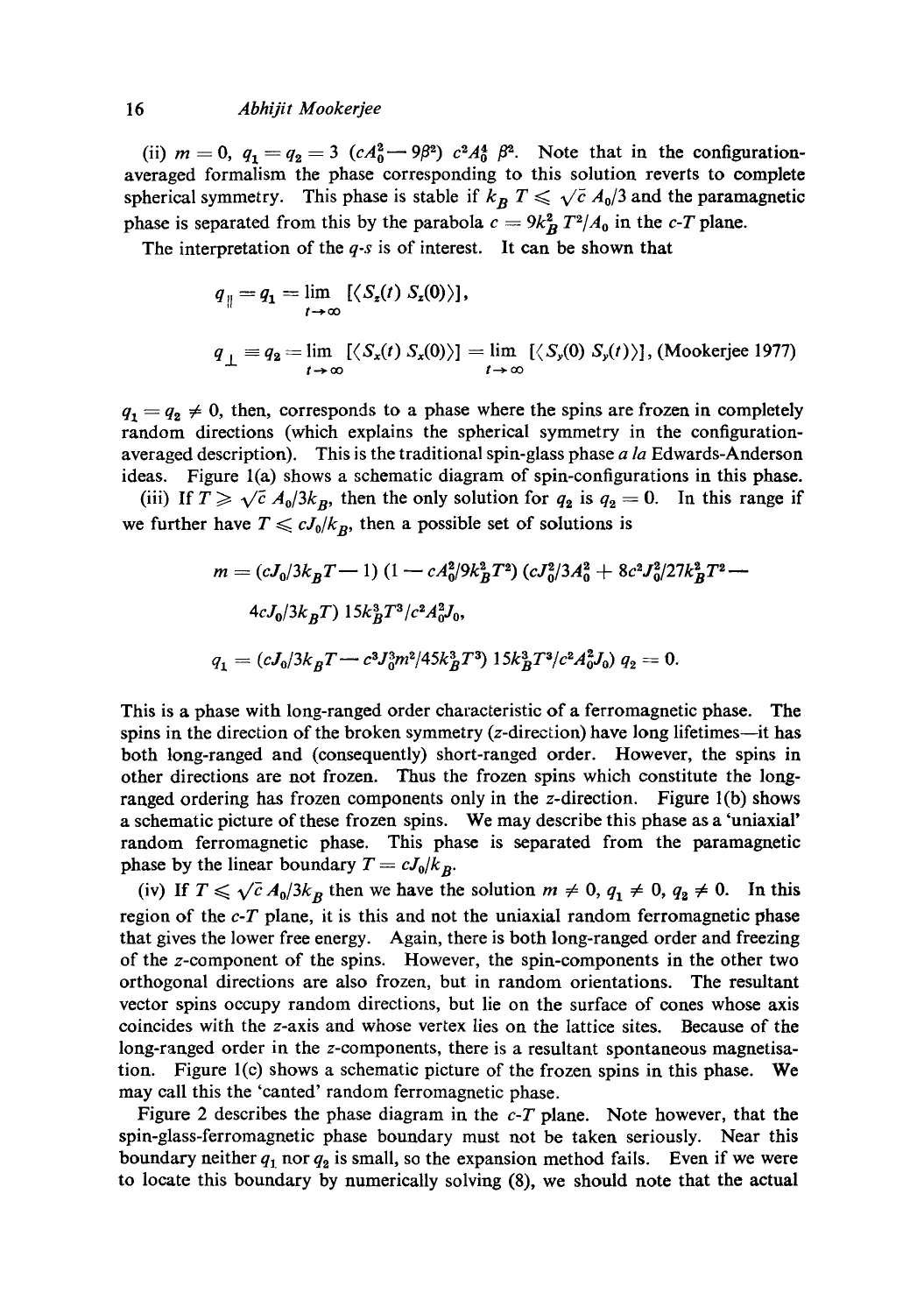(ii) $m = 0$, $q_1 = q_2 = 3\ (cA_0^2 - 9\beta^2)\ c^2 A_0^4\ \beta^2$. Note that in the configuration-averaged formalism the phase corresponding to this solution reverts to complete spherical symmetry. This phase is stable if $k_B\ T \leqslant \sqrt{c}\ A_0/3$ and the paramagnetic phase is separated from this by the parabola $c = 9k_B^2\ T^2/A_0$ in the $c$-$T$ plane.

The interpretation of the $q$-$s$ is of interest. It can be shown that

$$q_{\parallel} = q_1 = \lim_{t \to \infty} [\langle S_z(t)\ S_z(0) \rangle],$$

$$q_{\perp} \equiv q_2 = \lim_{t \to \infty} [\langle S_x(t)\ S_x(0) \rangle] = \lim_{t \to \infty} [\langle S_y(0)\ S_y(t) \rangle],\ \text{(Mookerjee 1977)}$$

$q_1 = q_2 \neq 0$, then, corresponds to a phase where the spins are frozen in completely random directions (which explains the spherical symmetry in the configuration-averaged description). This is the traditional spin-glass phase *a la* Edwards-Anderson ideas. Figure 1(a) shows a schematic diagram of spin-configurations in this phase.

(iii) If $T \geqslant \sqrt{c}\ A_0/3k_B$, then the only solution for $q_2$ is $q_2 = 0$. In this range if we further have $T \leqslant cJ_0/k_B$, then a possible set of solutions is

$$m = (cJ_0/3k_BT - 1)\ (1 - cA_0^2/9k_B^2T^2)\ (cJ_0^2/3A_0^2 + 8c^2J_0^2/27k_B^2T^2 -$$

$$4cJ_0/3k_BT)\ 15k_B^3T^3/c^2A_0^2J_0,$$

$$q_1 = (cJ_0/3k_BT - c^3J_0^3m^2/45k_B^3T^3)\ 15k_B^3T^3/c^2A_0^2J_0)\ q_2 = 0.$$

This is a phase with long-ranged order characteristic of a ferromagnetic phase. The spins in the direction of the broken symmetry ($z$-direction) have long lifetimes—it has both long-ranged and (consequently) short-ranged order. However, the spins in other directions are not frozen. Thus the frozen spins which constitute the long-ranged ordering has frozen components only in the $z$-direction. Figure 1(b) shows a schematic picture of these frozen spins. We may describe this phase as a 'uniaxial' random ferromagnetic phase. This phase is separated from the paramagnetic phase by the linear boundary $T = cJ_0/k_B$.

(iv) If $T \leqslant \sqrt{c}\ A_0/3k_B$ then we have the solution $m \neq 0$, $q_1 \neq 0$, $q_2 \neq 0$. In this region of the $c$-$T$ plane, it is this and not the uniaxial random ferromagnetic phase that gives the lower free energy. Again, there is both long-ranged order and freezing of the $z$-component of the spins. However, the spin-components in the other two orthogonal directions are also frozen, but in random orientations. The resultant vector spins occupy random directions, but lie on the surface of cones whose axis coincides with the $z$-axis and whose vertex lies on the lattice sites. Because of the long-ranged order in the $z$-components, there is a resultant spontaneous magnetisation. Figure 1(c) shows a schematic picture of the frozen spins in this phase. We may call this the 'canted' random ferromagnetic phase.

Figure 2 describes the phase diagram in the $c$-$T$ plane. Note however, that the spin-glass-ferromagnetic phase boundary must not be taken seriously. Near this boundary neither $q_1$ nor $q_2$ is small, so the expansion method fails. Even if we were to locate this boundary by numerically solving (8), we should note that the actual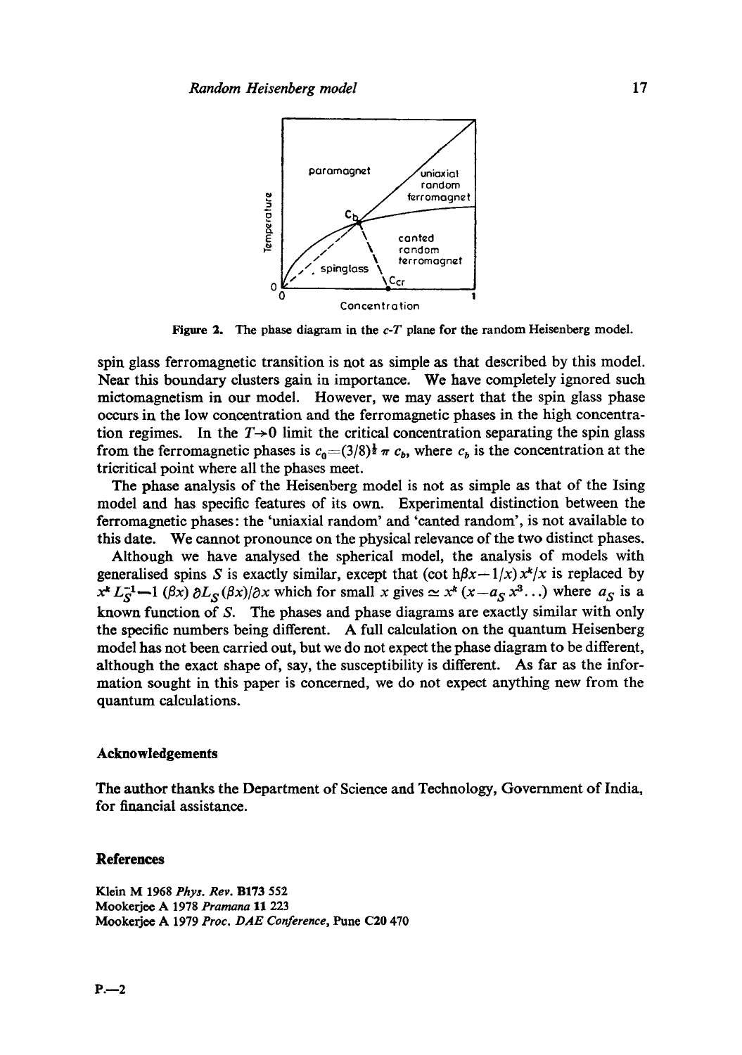paramagnet

uniaxial random ferromagnet

$C_b$

canted random ferromagnet

spinglass

$C_{cr}$

Temperature

0

0

1

Concentration

**Figure 2.** The phase diagram in the *c-T* plane for the random Heisenberg model.

spin glass ferromagnetic transition is not as simple as that described by this model. Near this boundary clusters gain in importance. We have completely ignored such mictomagnetism in our model. However, we may assert that the spin glass phase occurs in the low concentration and the ferromagnetic phases in the high concentration regimes. In the $T \to 0$ limit the critical concentration separating the spin glass from the ferromagnetic phases is $c_0 = (3/8)^{\frac{1}{2}} \pi\, c_b$, where $c_b$ is the concentration at the tricritical point where all the phases meet.

The phase analysis of the Heisenberg model is not as simple as that of the Ising model and has specific features of its own. Experimental distinction between the ferromagnetic phases: the 'uniaxial random' and 'canted random', is not available to this date. We cannot pronounce on the physical relevance of the two distinct phases.

Although we have analysed the spherical model, the analysis of models with generalised spins $S$ is exactly similar, except that $(\cot h\beta x - 1/x)\, x^k/x$ is replaced by $x^k L_S^{-1} - 1\,(\beta x)\, \partial L_S(\beta x)/\partial x$ which for small $x$ gives $\simeq x^k\,(x - a_S\, x^3 \ldots)$ where $a_S$ is a known function of $S$. The phases and phase diagrams are exactly similar with only the specific numbers being different. A full calculation on the quantum Heisenberg model has not been carried out, but we do not expect the phase diagram to be different, although the exact shape of, say, the susceptibility is different. As far as the information sought in this paper is concerned, we do not expect anything new from the quantum calculations.

## Acknowledgements

The author thanks the Department of Science and Technology, Government of India, for financial assistance.

## References

Klein M 1968 *Phys. Rev.* **B173** 552

Mookerjee A 1978 *Pramana* **11** 223

Mookerjee A 1979 *Proc. DAE Conference*, Pune **C20** 470